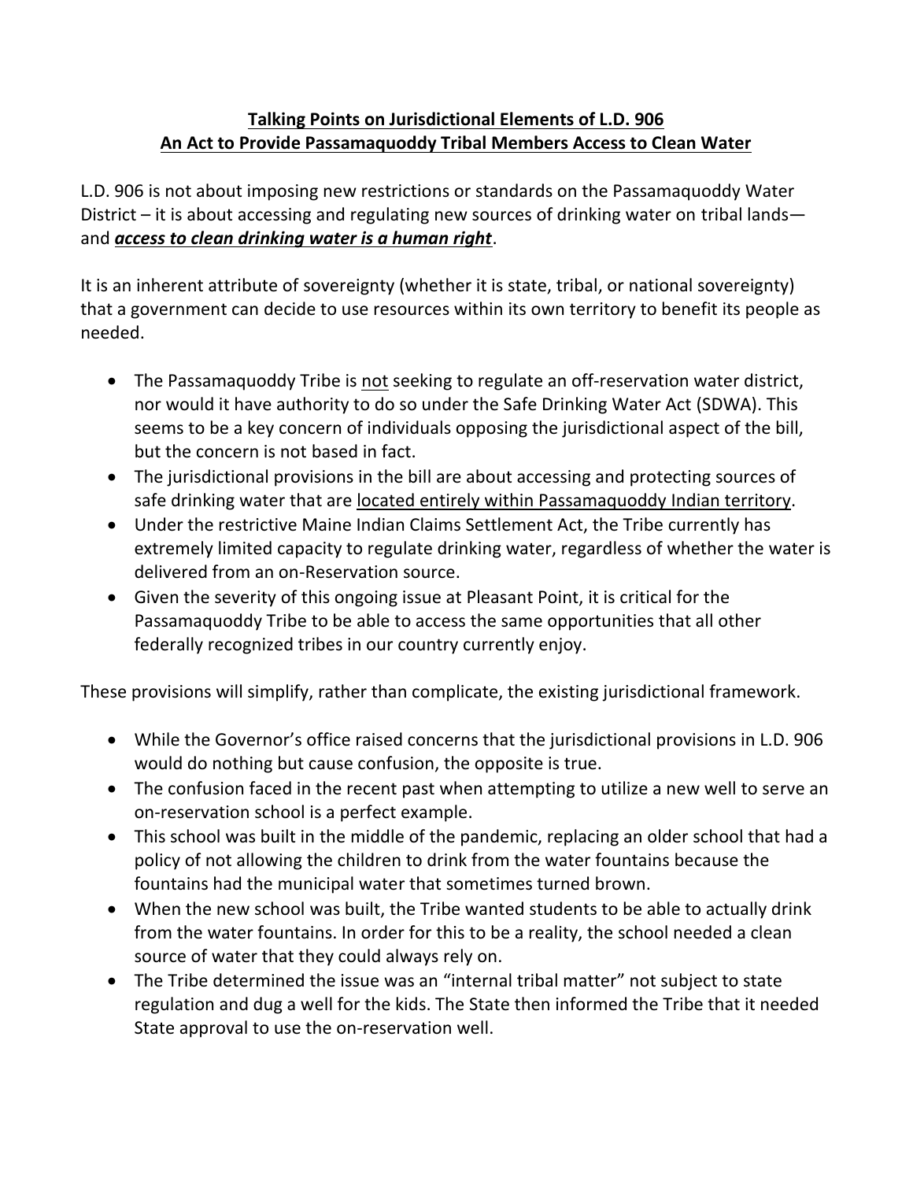# Talking Points on Jurisdictional Elements of L.D. 906
## An Act to Provide Passamaquoddy Tribal Members Access to Clean Water

L.D. 906 is not about imposing new restrictions or standards on the Passamaquoddy Water District – it is about accessing and regulating new sources of drinking water on tribal lands— and ***access to clean drinking water is a human right***.

It is an inherent attribute of sovereignty (whether it is state, tribal, or national sovereignty) that a government can decide to use resources within its own territory to benefit its people as needed.

- The Passamaquoddy Tribe is not seeking to regulate an off-reservation water district, nor would it have authority to do so under the Safe Drinking Water Act (SDWA). This seems to be a key concern of individuals opposing the jurisdictional aspect of the bill, but the concern is not based in fact.
- The jurisdictional provisions in the bill are about accessing and protecting sources of safe drinking water that are located entirely within Passamaquoddy Indian territory.
- Under the restrictive Maine Indian Claims Settlement Act, the Tribe currently has extremely limited capacity to regulate drinking water, regardless of whether the water is delivered from an on-Reservation source.
- Given the severity of this ongoing issue at Pleasant Point, it is critical for the Passamaquoddy Tribe to be able to access the same opportunities that all other federally recognized tribes in our country currently enjoy.

These provisions will simplify, rather than complicate, the existing jurisdictional framework.

- While the Governor's office raised concerns that the jurisdictional provisions in L.D. 906 would do nothing but cause confusion, the opposite is true.
- The confusion faced in the recent past when attempting to utilize a new well to serve an on-reservation school is a perfect example.
- This school was built in the middle of the pandemic, replacing an older school that had a policy of not allowing the children to drink from the water fountains because the fountains had the municipal water that sometimes turned brown.
- When the new school was built, the Tribe wanted students to be able to actually drink from the water fountains. In order for this to be a reality, the school needed a clean source of water that they could always rely on.
- The Tribe determined the issue was an "internal tribal matter" not subject to state regulation and dug a well for the kids. The State then informed the Tribe that it needed State approval to use the on-reservation well.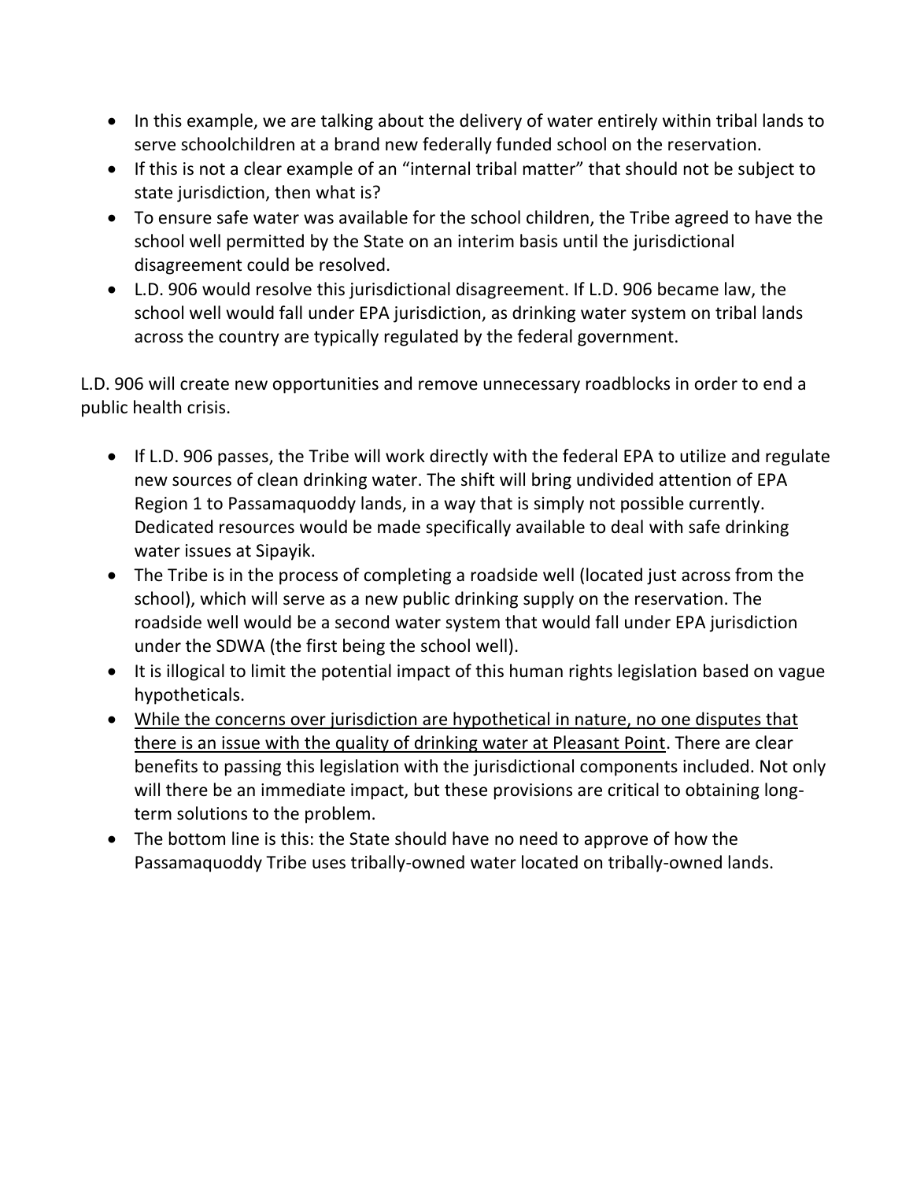- In this example, we are talking about the delivery of water entirely within tribal lands to serve schoolchildren at a brand new federally funded school on the reservation.
- If this is not a clear example of an "internal tribal matter" that should not be subject to state jurisdiction, then what is?
- To ensure safe water was available for the school children, the Tribe agreed to have the school well permitted by the State on an interim basis until the jurisdictional disagreement could be resolved.
- L.D. 906 would resolve this jurisdictional disagreement. If L.D. 906 became law, the school well would fall under EPA jurisdiction, as drinking water system on tribal lands across the country are typically regulated by the federal government.

L.D. 906 will create new opportunities and remove unnecessary roadblocks in order to end a public health crisis.

- If L.D. 906 passes, the Tribe will work directly with the federal EPA to utilize and regulate new sources of clean drinking water. The shift will bring undivided attention of EPA Region 1 to Passamaquoddy lands, in a way that is simply not possible currently. Dedicated resources would be made specifically available to deal with safe drinking water issues at Sipayik.
- The Tribe is in the process of completing a roadside well (located just across from the school), which will serve as a new public drinking supply on the reservation. The roadside well would be a second water system that would fall under EPA jurisdiction under the SDWA (the first being the school well).
- It is illogical to limit the potential impact of this human rights legislation based on vague hypotheticals.
- <u>While the concerns over jurisdiction are hypothetical in nature, no one disputes that there is an issue with the quality of drinking water at Pleasant Point</u>. There are clear benefits to passing this legislation with the jurisdictional components included. Not only will there be an immediate impact, but these provisions are critical to obtaining long-term solutions to the problem.
- The bottom line is this: the State should have no need to approve of how the Passamaquoddy Tribe uses tribally-owned water located on tribally-owned lands.